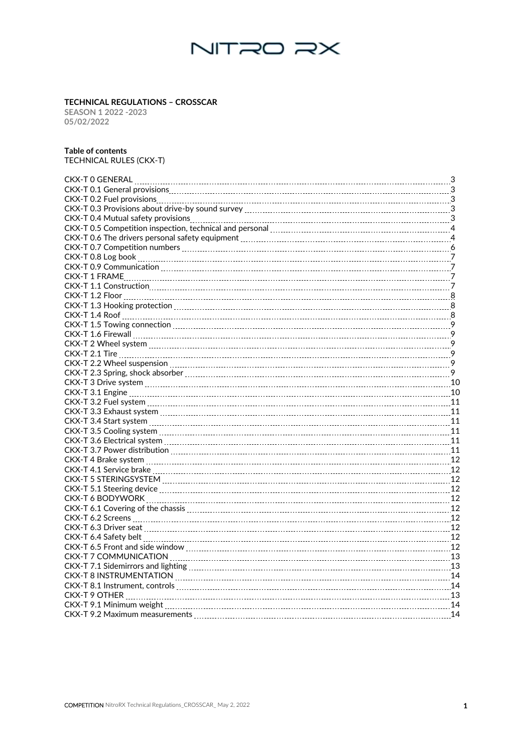# NITRO RX

**TECHNICAL REGULATIONS – CROSSCAR**

**SEASON 1 2022 -2023**
**05/02/2022**

**Table of contents**

TECHNICAL RULES (CKX-T)

| Section | Page |
|---|---|
| CKX-T 0 GENERAL | 3 |
| CKX-T 0.1 General provisions | 3 |
| CKX-T 0.2 Fuel provisions | 3 |
| CKX-T 0.3 Provisions about drive-by sound survey | 3 |
| CKX-T 0.4 Mutual safety provisions | 3 |
| CKX-T 0.5 Competition inspection, technical and personal | 4 |
| CKX-T 0.6 The drivers personal safety equipment | 4 |
| CKX-T 0.7 Competition numbers | 6 |
| CKX-T 0.8 Log book | 7 |
| CKX-T 0.9 Communication | 7 |
| CKX-T 1 FRAME | 7 |
| CKX-T 1.1 Construction | 7 |
| CKX-T 1.2 Floor | 8 |
| CKX-T 1.3 Hooking protection | 8 |
| CKX-T 1.4 Roof | 8 |
| CKX-T 1.5 Towing connection | 9 |
| CKX-T 1.6 Firewall | 9 |
| CKX-T 2 Wheel system | 9 |
| CKX-T 2.1 Tire | 9 |
| CKX-T 2.2 Wheel suspension | 9 |
| CKX-T 2.3 Spring, shock absorber | 9 |
| CKX-T 3 Drive system | 10 |
| CKX-T 3.1 Engine | 10 |
| CKX-T 3.2 Fuel system | 11 |
| CKX-T 3.3 Exhaust system | 11 |
| CKX-T 3.4 Start system | 11 |
| CKX-T 3.5 Cooling system | 11 |
| CKX-T 3.6 Electrical system | 11 |
| CKX-T 3.7 Power distribution | 11 |
| CKX-T 4 Brake system | 12 |
| CKX-T 4.1 Service brake | 12 |
| CKX-T 5 STERINGSYSTEM | 12 |
| CKX-T 5.1 Steering device | 12 |
| CKX-T 6 BODYWORK | 12 |
| CKX-T 6.1 Covering of the chassis | 12 |
| CKX-T 6.2 Screens | 12 |
| CKX-T 6.3 Driver seat | 12 |
| CKX-T 6.4 Safety belt | 12 |
| CKX-T 6.5 Front and side window | 12 |
| CKX-T 7 COMMUNICATION | 13 |
| CKX-T 7.1 Sidemirrors and lighting | 13 |
| CKX-T 8 INSTRUMENTATION | 14 |
| CKX-T 8.1 Instrument, controls | 14 |
| CKX-T 9 OTHER | 13 |
| CKX-T 9.1 Minimum weight | 14 |
| CKX-T 9.2 Maximum measurements | 14 |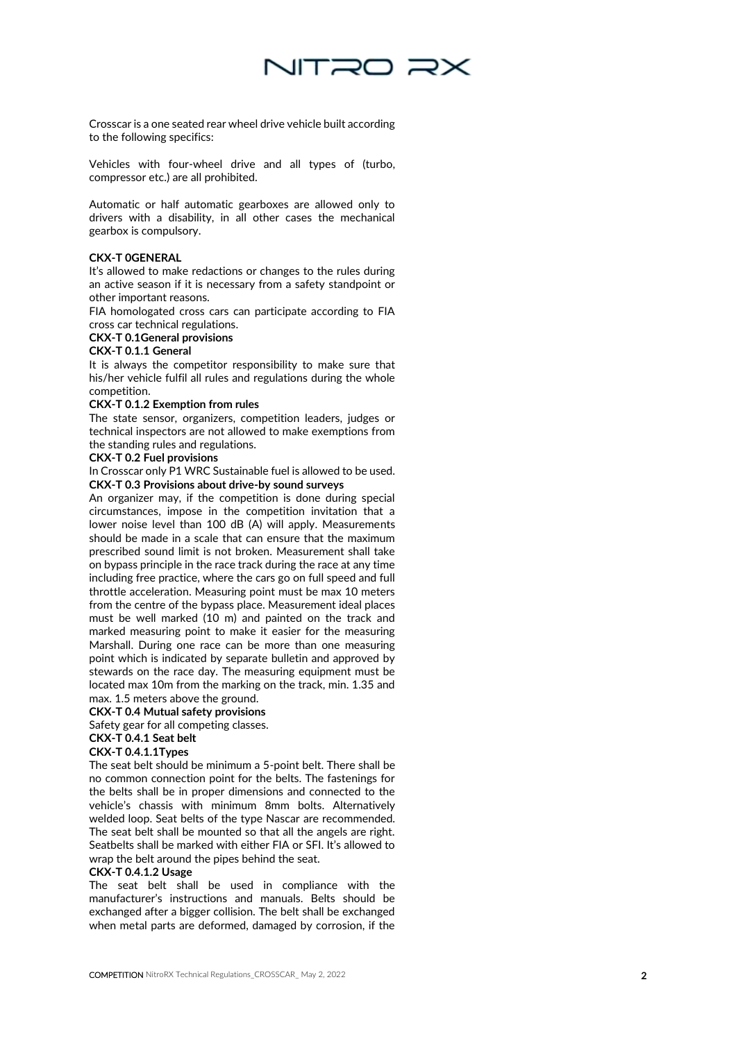Crosscar is a one seated rear wheel drive vehicle built according to the following specifics:

Vehicles with four-wheel drive and all types of (turbo, compressor etc.) are all prohibited.

Automatic or half automatic gearboxes are allowed only to drivers with a disability, in all other cases the mechanical gearbox is compulsory.

**CKX-T 0GENERAL**

It's allowed to make redactions or changes to the rules during an active season if it is necessary from a safety standpoint or other important reasons.

FIA homologated cross cars can participate according to FIA cross car technical regulations.

**CKX-T 0.1General provisions**

**CKX-T 0.1.1 General**

It is always the competitor responsibility to make sure that his/her vehicle fulfil all rules and regulations during the whole competition.

**CKX-T 0.1.2 Exemption from rules**

The state sensor, organizers, competition leaders, judges or technical inspectors are not allowed to make exemptions from the standing rules and regulations.

**CKX-T 0.2 Fuel provisions**

In Crosscar only P1 WRC Sustainable fuel is allowed to be used.

**CKX-T 0.3 Provisions about drive-by sound surveys**

An organizer may, if the competition is done during special circumstances, impose in the competition invitation that a lower noise level than 100 dB (A) will apply. Measurements should be made in a scale that can ensure that the maximum prescribed sound limit is not broken. Measurement shall take on bypass principle in the race track during the race at any time including free practice, where the cars go on full speed and full throttle acceleration. Measuring point must be max 10 meters from the centre of the bypass place. Measurement ideal places must be well marked (10 m) and painted on the track and marked measuring point to make it easier for the measuring Marshall. During one race can be more than one measuring point which is indicated by separate bulletin and approved by stewards on the race day. The measuring equipment must be located max 10m from the marking on the track, min. 1.35 and max. 1.5 meters above the ground.

**CKX-T 0.4 Mutual safety provisions**

Safety gear for all competing classes.

**CKX-T 0.4.1 Seat belt**

**CKX-T 0.4.1.1Types**

The seat belt should be minimum a 5-point belt. There shall be no common connection point for the belts. The fastenings for the belts shall be in proper dimensions and connected to the vehicle's chassis with minimum 8mm bolts. Alternatively welded loop. Seat belts of the type Nascar are recommended. The seat belt shall be mounted so that all the angels are right. Seatbelts shall be marked with either FIA or SFI. It's allowed to wrap the belt around the pipes behind the seat.

**CKX-T 0.4.1.2 Usage**

The seat belt shall be used in compliance with the manufacturer's instructions and manuals. Belts should be exchanged after a bigger collision. The belt shall be exchanged when metal parts are deformed, damaged by corrosion, if the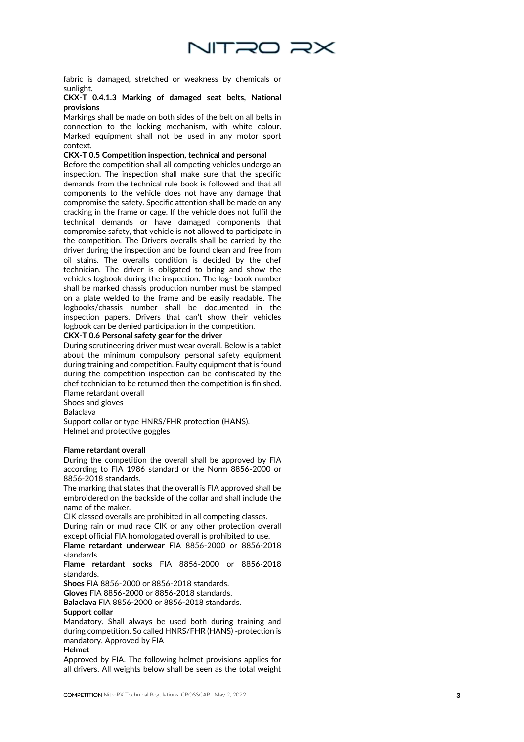fabric is damaged, stretched or weakness by chemicals or sunlight.

**CKX-T 0.4.1.3 Marking of damaged seat belts, National provisions**

Markings shall be made on both sides of the belt on all belts in connection to the locking mechanism, with white colour. Marked equipment shall not be used in any motor sport context.

**CKX-T 0.5 Competition inspection, technical and personal**

Before the competition shall all competing vehicles undergo an inspection. The inspection shall make sure that the specific demands from the technical rule book is followed and that all components to the vehicle does not have any damage that compromise the safety. Specific attention shall be made on any cracking in the frame or cage. If the vehicle does not fulfil the technical demands or have damaged components that compromise safety, that vehicle is not allowed to participate in the competition. The Drivers overalls shall be carried by the driver during the inspection and be found clean and free from oil stains. The overalls condition is decided by the chef technician. The driver is obligated to bring and show the vehicles logbook during the inspection. The log- book number shall be marked chassis production number must be stamped on a plate welded to the frame and be easily readable. The logbooks/chassis number shall be documented in the inspection papers. Drivers that can't show their vehicles logbook can be denied participation in the competition.

**CKX-T 0.6 Personal safety gear for the driver**

During scrutineering driver must wear overall. Below is a tablet about the minimum compulsory personal safety equipment during training and competition. Faulty equipment that is found during the competition inspection can be confiscated by the chef technician to be returned then the competition is finished.

Flame retardant overall
Shoes and gloves
Balaclava
Support collar or type HNRS/FHR protection (HANS).
Helmet and protective goggles

**Flame retardant overall**

During the competition the overall shall be approved by FIA according to FIA 1986 standard or the Norm 8856-2000 or 8856-2018 standards.

The marking that states that the overall is FIA approved shall be embroidered on the backside of the collar and shall include the name of the maker.

CIK classed overalls are prohibited in all competing classes.

During rain or mud race CIK or any other protection overall except official FIA homologated overall is prohibited to use.

**Flame retardant underwear** FIA 8856-2000 or 8856-2018 standards

**Flame retardant socks** FIA 8856-2000 or 8856-2018 standards.

**Shoes** FIA 8856-2000 or 8856-2018 standards.

**Gloves** FIA 8856-2000 or 8856-2018 standards.

**Balaclava** FIA 8856-2000 or 8856-2018 standards.

**Support collar**

Mandatory. Shall always be used both during training and during competition. So called HNRS/FHR (HANS) -protection is mandatory. Approved by FIA

**Helmet**

Approved by FIA. The following helmet provisions applies for all drivers. All weights below shall be seen as the total weight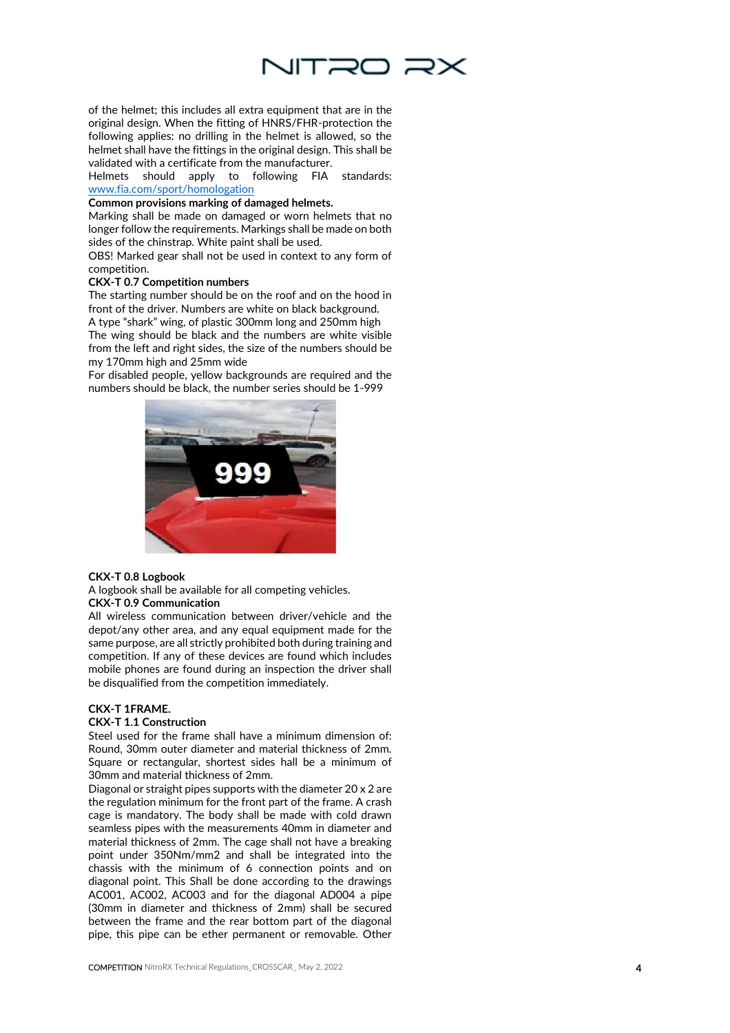of the helmet; this includes all extra equipment that are in the original design. When the fitting of HNRS/FHR-protection the following applies: no drilling in the helmet is allowed, so the helmet shall have the fittings in the original design. This shall be validated with a certificate from the manufacturer.

Helmets should apply to following FIA standards: [www.fia.com/sport/homologation](http://www.fia.com/sport/homologation)

**Common provisions marking of damaged helmets.**

Marking shall be made on damaged or worn helmets that no longer follow the requirements. Markings shall be made on both sides of the chinstrap. White paint shall be used.

OBS! Marked gear shall not be used in context to any form of competition.

**CKX-T 0.7 Competition numbers**

The starting number should be on the roof and on the hood in front of the driver. Numbers are white on black background.

A type "shark" wing, of plastic 300mm long and 250mm high

The wing should be black and the numbers are white visible from the left and right sides, the size of the numbers should be my 170mm high and 25mm wide

For disabled people, yellow backgrounds are required and the numbers should be black, the number series should be 1-999

**CKX-T 0.8 Logbook**

A logbook shall be available for all competing vehicles.

**CKX-T 0.9 Communication**

All wireless communication between driver/vehicle and the depot/any other area, and any equal equipment made for the same purpose, are all strictly prohibited both during training and competition. If any of these devices are found which includes mobile phones are found during an inspection the driver shall be disqualified from the competition immediately.

**CKX-T 1FRAME.**

**CKX-T 1.1 Construction**

Steel used for the frame shall have a minimum dimension of: Round, 30mm outer diameter and material thickness of 2mm. Square or rectangular, shortest sides hall be a minimum of 30mm and material thickness of 2mm.

Diagonal or straight pipes supports with the diameter 20 x 2 are the regulation minimum for the front part of the frame. A crash cage is mandatory. The body shall be made with cold drawn seamless pipes with the measurements 40mm in diameter and material thickness of 2mm. The cage shall not have a breaking point under 350Nm/mm2 and shall be integrated into the chassis with the minimum of 6 connection points and on diagonal point. This Shall be done according to the drawings AC001, AC002, AC003 and for the diagonal AD004 a pipe (30mm in diameter and thickness of 2mm) shall be secured between the frame and the rear bottom part of the diagonal pipe, this pipe can be ether permanent or removable. Other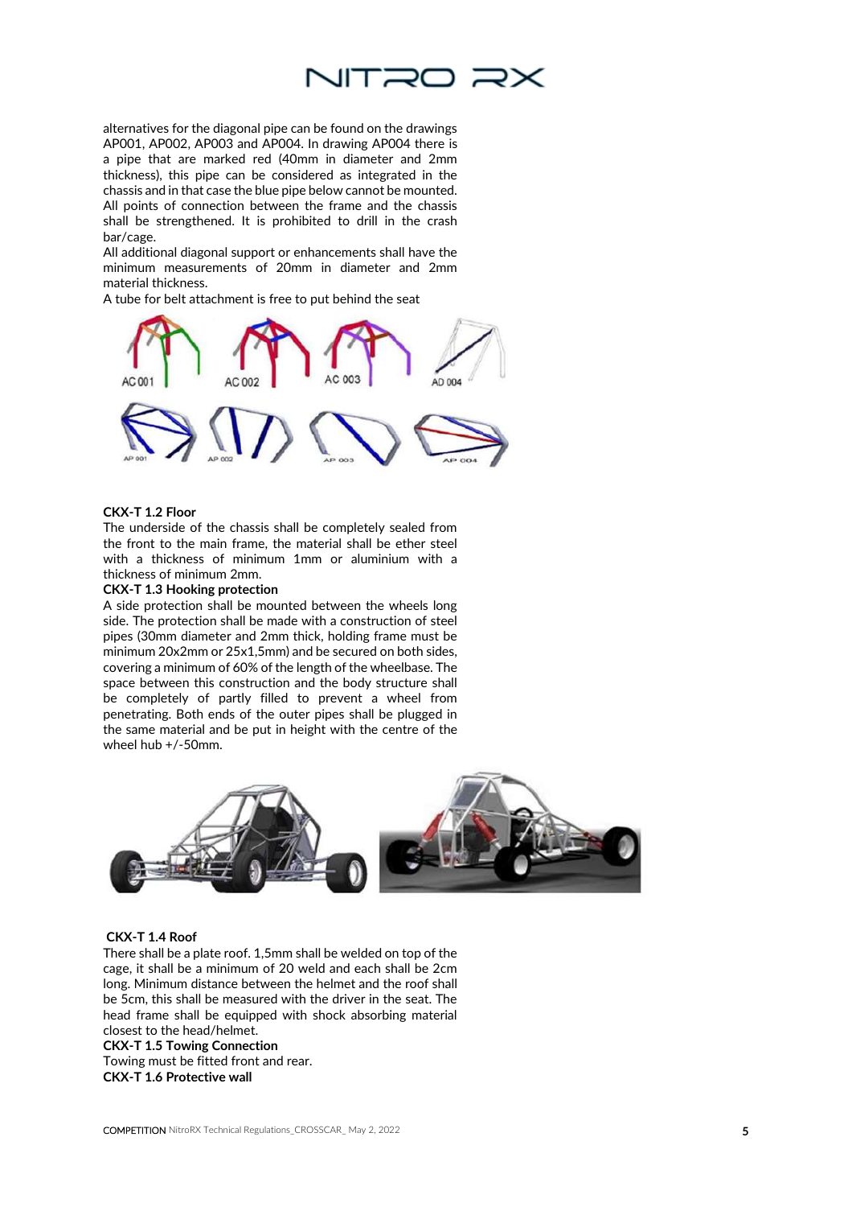alternatives for the diagonal pipe can be found on the drawings AP001, AP002, AP003 and AP004. In drawing AP004 there is a pipe that are marked red (40mm in diameter and 2mm thickness), this pipe can be considered as integrated in the chassis and in that case the blue pipe below cannot be mounted. All points of connection between the frame and the chassis shall be strengthened. It is prohibited to drill in the crash bar/cage.

All additional diagonal support or enhancements shall have the minimum measurements of 20mm in diameter and 2mm material thickness.

A tube for belt attachment is free to put behind the seat

**CKX-T 1.2 Floor**

The underside of the chassis shall be completely sealed from the front to the main frame, the material shall be ether steel with a thickness of minimum 1mm or aluminium with a thickness of minimum 2mm.

**CKX-T 1.3 Hooking protection**

A side protection shall be mounted between the wheels long side. The protection shall be made with a construction of steel pipes (30mm diameter and 2mm thick, holding frame must be minimum 20x2mm or 25x1,5mm) and be secured on both sides, covering a minimum of 60% of the length of the wheelbase. The space between this construction and the body structure shall be completely of partly filled to prevent a wheel from penetrating. Both ends of the outer pipes shall be plugged in the same material and be put in height with the centre of the wheel hub +/-50mm.

**CKX-T 1.4 Roof**

There shall be a plate roof. 1,5mm shall be welded on top of the cage, it shall be a minimum of 20 weld and each shall be 2cm long. Minimum distance between the helmet and the roof shall be 5cm, this shall be measured with the driver in the seat. The head frame shall be equipped with shock absorbing material closest to the head/helmet.

**CKX-T 1.5 Towing Connection**

Towing must be fitted front and rear.

**CKX-T 1.6 Protective wall**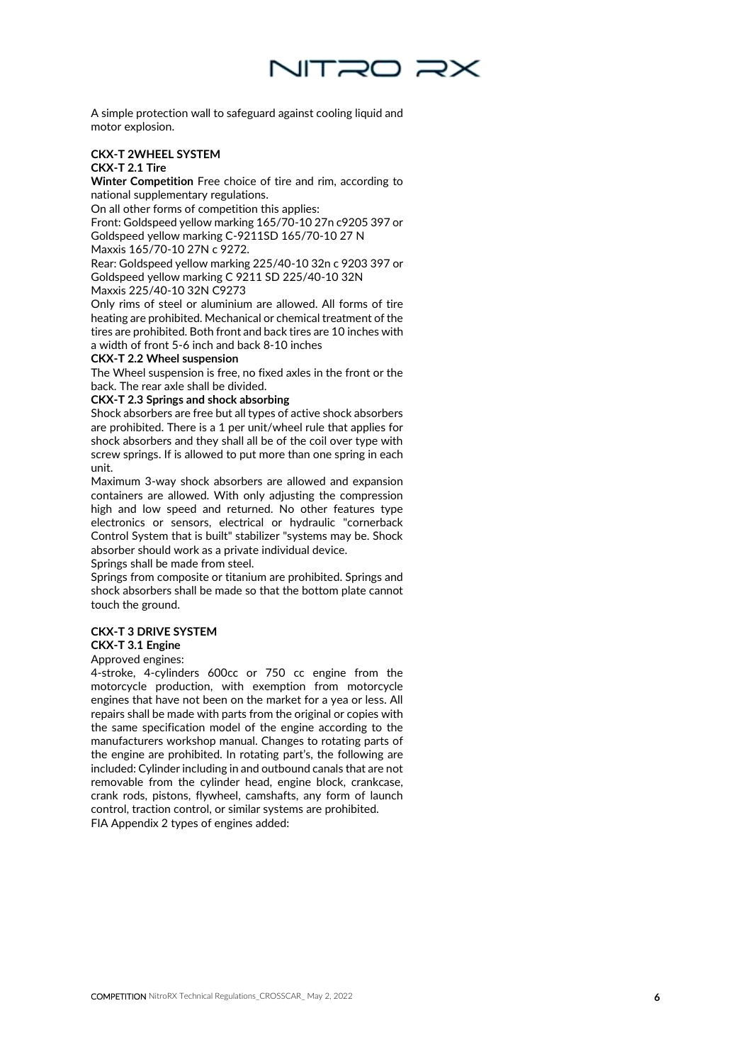A simple protection wall to safeguard against cooling liquid and motor explosion.

## CKX-T 2WHEEL SYSTEM

### CKX-T 2.1 Tire

**Winter Competition** Free choice of tire and rim, according to national supplementary regulations.

On all other forms of competition this applies:

Front: Goldspeed yellow marking 165/70-10 27n c9205 397 or Goldspeed yellow marking C-9211SD 165/70-10 27 N

Maxxis 165/70-10 27N c 9272.

Rear: Goldspeed yellow marking 225/40-10 32n c 9203 397 or Goldspeed yellow marking C 9211 SD 225/40-10 32N

Maxxis 225/40-10 32N C9273

Only rims of steel or aluminium are allowed. All forms of tire heating are prohibited. Mechanical or chemical treatment of the tires are prohibited. Both front and back tires are 10 inches with a width of front 5-6 inch and back 8-10 inches

### CKX-T 2.2 Wheel suspension

The Wheel suspension is free, no fixed axles in the front or the back. The rear axle shall be divided.

### CKX-T 2.3 Springs and shock absorbing

Shock absorbers are free but all types of active shock absorbers are prohibited. There is a 1 per unit/wheel rule that applies for shock absorbers and they shall all be of the coil over type with screw springs. If is allowed to put more than one spring in each unit.

Maximum 3-way shock absorbers are allowed and expansion containers are allowed. With only adjusting the compression high and low speed and returned. No other features type electronics or sensors, electrical or hydraulic "cornerback Control System that is built" stabilizer "systems may be. Shock absorber should work as a private individual device.

Springs shall be made from steel.

Springs from composite or titanium are prohibited. Springs and shock absorbers shall be made so that the bottom plate cannot touch the ground.

## CKX-T 3 DRIVE SYSTEM

### CKX-T 3.1 Engine

Approved engines:

4-stroke, 4-cylinders 600cc or 750 cc engine from the motorcycle production, with exemption from motorcycle engines that have not been on the market for a yea or less. All repairs shall be made with parts from the original or copies with the same specification model of the engine according to the manufacturers workshop manual. Changes to rotating parts of the engine are prohibited. In rotating part's, the following are included: Cylinder including in and outbound canals that are not removable from the cylinder head, engine block, crankcase, crank rods, pistons, flywheel, camshafts, any form of launch control, traction control, or similar systems are prohibited.

FIA Appendix 2 types of engines added: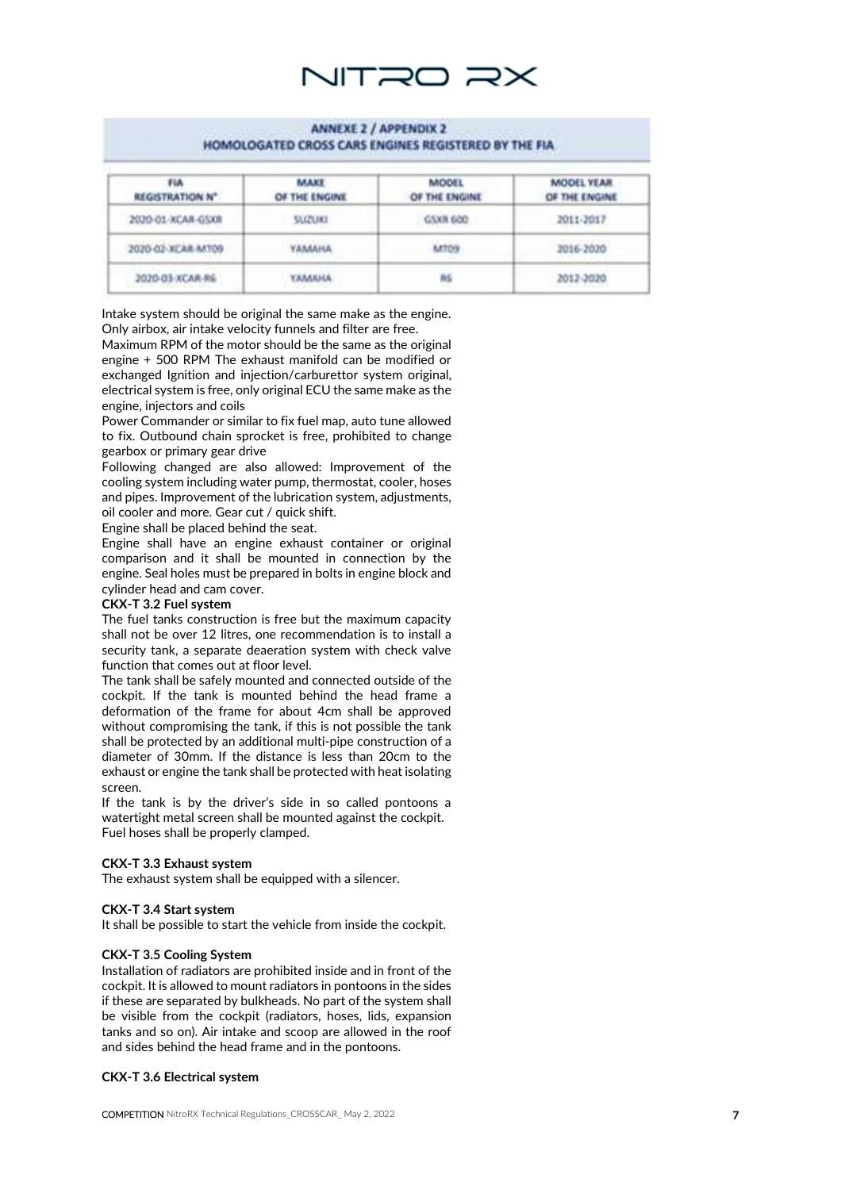**ANNEXE 2 / APPENDIX 2**
**HOMOLOGATED CROSS CARS ENGINES REGISTERED BY THE FIA**

| FIA REGISTRATION N° | MAKE OF THE ENGINE | MODEL OF THE ENGINE | MODEL YEAR OF THE ENGINE |
|---|---|---|---|
| 2020-01-XCAR-GSXR | SUZUKI | GSXR 600 | 2011-2017 |
| 2020-02-XCAR-MT09 | YAMAHA | MT09 | 2016-2020 |
| 2020-03-XCAR-R6 | YAMAHA | R6 | 2012-2020 |

Intake system should be original the same make as the engine. Only airbox, air intake velocity funnels and filter are free.
Maximum RPM of the motor should be the same as the original engine + 500 RPM The exhaust manifold can be modified or exchanged Ignition and injection/carburettor system original, electrical system is free, only original ECU the same make as the engine, injectors and coils
Power Commander or similar to fix fuel map, auto tune allowed to fix. Outbound chain sprocket is free, prohibited to change gearbox or primary gear drive
Following changed are also allowed: Improvement of the cooling system including water pump, thermostat, cooler, hoses and pipes. Improvement of the lubrication system, adjustments, oil cooler and more. Gear cut / quick shift.
Engine shall be placed behind the seat.
Engine shall have an engine exhaust container or original comparison and it shall be mounted in connection by the engine. Seal holes must be prepared in bolts in engine block and cylinder head and cam cover.

**CKX-T 3.2 Fuel system**

The fuel tanks construction is free but the maximum capacity shall not be over 12 litres, one recommendation is to install a security tank, a separate deaeration system with check valve function that comes out at floor level.
The tank shall be safely mounted and connected outside of the cockpit. If the tank is mounted behind the head frame a deformation of the frame for about 4cm shall be approved without compromising the tank, if this is not possible the tank shall be protected by an additional multi-pipe construction of a diameter of 30mm. If the distance is less than 20cm to the exhaust or engine the tank shall be protected with heat isolating screen.
If the tank is by the driver's side in so called pontoons a watertight metal screen shall be mounted against the cockpit.
Fuel hoses shall be properly clamped.

**CKX-T 3.3 Exhaust system**

The exhaust system shall be equipped with a silencer.

**CKX-T 3.4 Start system**

It shall be possible to start the vehicle from inside the cockpit.

**CKX-T 3.5 Cooling System**

Installation of radiators are prohibited inside and in front of the cockpit. It is allowed to mount radiators in pontoons in the sides if these are separated by bulkheads. No part of the system shall be visible from the cockpit (radiators, hoses, lids, expansion tanks and so on). Air intake and scoop are allowed in the roof and sides behind the head frame and in the pontoons.

**CKX-T 3.6 Electrical system**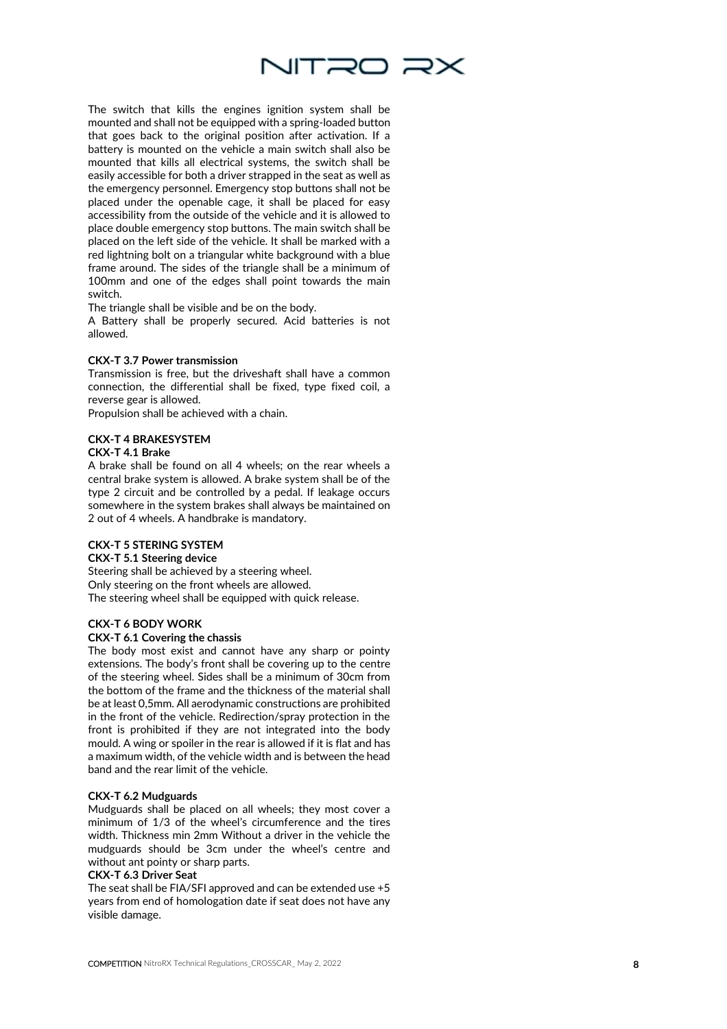The switch that kills the engines ignition system shall be mounted and shall not be equipped with a spring-loaded button that goes back to the original position after activation. If a battery is mounted on the vehicle a main switch shall also be mounted that kills all electrical systems, the switch shall be easily accessible for both a driver strapped in the seat as well as the emergency personnel. Emergency stop buttons shall not be placed under the openable cage, it shall be placed for easy accessibility from the outside of the vehicle and it is allowed to place double emergency stop buttons. The main switch shall be placed on the left side of the vehicle. It shall be marked with a red lightning bolt on a triangular white background with a blue frame around. The sides of the triangle shall be a minimum of 100mm and one of the edges shall point towards the main switch.

The triangle shall be visible and be on the body.

A Battery shall be properly secured. Acid batteries is not allowed.

**CKX-T 3.7 Power transmission**

Transmission is free, but the driveshaft shall have a common connection, the differential shall be fixed, type fixed coil, a reverse gear is allowed.

Propulsion shall be achieved with a chain.

## CKX-T 4 BRAKESYSTEM

**CKX-T 4.1 Brake**

A brake shall be found on all 4 wheels; on the rear wheels a central brake system is allowed. A brake system shall be of the type 2 circuit and be controlled by a pedal. If leakage occurs somewhere in the system brakes shall always be maintained on 2 out of 4 wheels. A handbrake is mandatory.

## CKX-T 5 STERING SYSTEM

**CKX-T 5.1 Steering device**

Steering shall be achieved by a steering wheel.

Only steering on the front wheels are allowed.

The steering wheel shall be equipped with quick release.

## CKX-T 6 BODY WORK

**CKX-T 6.1 Covering the chassis**

The body most exist and cannot have any sharp or pointy extensions. The body's front shall be covering up to the centre of the steering wheel. Sides shall be a minimum of 30cm from the bottom of the frame and the thickness of the material shall be at least 0,5mm. All aerodynamic constructions are prohibited in the front of the vehicle. Redirection/spray protection in the front is prohibited if they are not integrated into the body mould. A wing or spoiler in the rear is allowed if it is flat and has a maximum width, of the vehicle width and is between the head band and the rear limit of the vehicle.

**CKX-T 6.2 Mudguards**

Mudguards shall be placed on all wheels; they most cover a minimum of 1/3 of the wheel's circumference and the tires width. Thickness min 2mm Without a driver in the vehicle the mudguards should be 3cm under the wheel's centre and without ant pointy or sharp parts.

**CKX-T 6.3 Driver Seat**

The seat shall be FIA/SFI approved and can be extended use +5 years from end of homologation date if seat does not have any visible damage.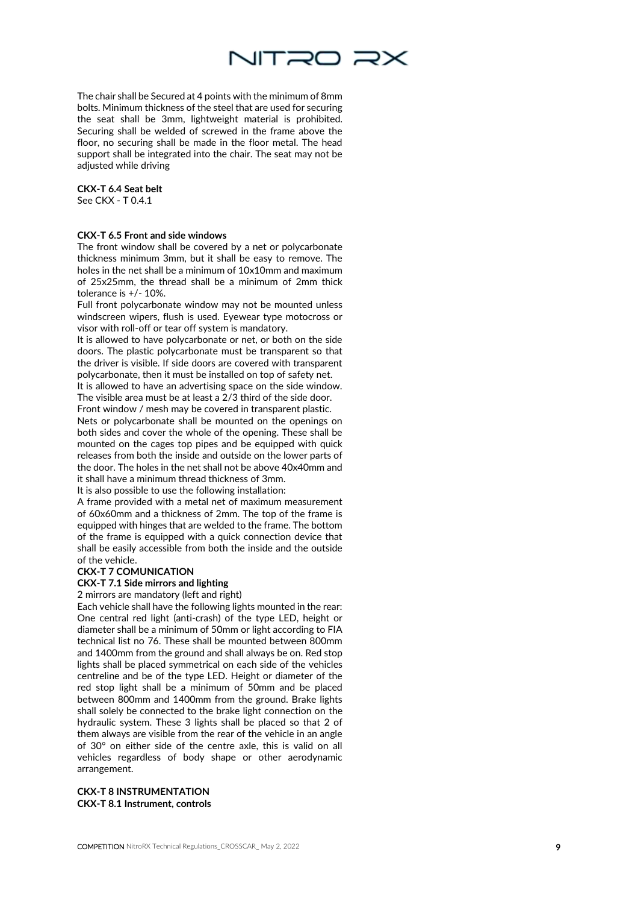The chair shall be Secured at 4 points with the minimum of 8mm bolts. Minimum thickness of the steel that are used for securing the seat shall be 3mm, lightweight material is prohibited. Securing shall be welded of screwed in the frame above the floor, no securing shall be made in the floor metal. The head support shall be integrated into the chair. The seat may not be adjusted while driving

**CKX-T 6.4 Seat belt**
See CKX - T 0.4.1

**CKX-T 6.5 Front and side windows**
The front window shall be covered by a net or polycarbonate thickness minimum 3mm, but it shall be easy to remove. The holes in the net shall be a minimum of 10x10mm and maximum of 25x25mm, the thread shall be a minimum of 2mm thick tolerance is +/- 10%.
Full front polycarbonate window may not be mounted unless windscreen wipers, flush is used. Eyewear type motocross or visor with roll-off or tear off system is mandatory.
It is allowed to have polycarbonate or net, or both on the side doors. The plastic polycarbonate must be transparent so that the driver is visible. If side doors are covered with transparent polycarbonate, then it must be installed on top of safety net.
It is allowed to have an advertising space on the side window. The visible area must be at least a 2/3 third of the side door.
Front window / mesh may be covered in transparent plastic.
Nets or polycarbonate shall be mounted on the openings on both sides and cover the whole of the opening. These shall be mounted on the cages top pipes and be equipped with quick releases from both the inside and outside on the lower parts of the door. The holes in the net shall not be above 40x40mm and it shall have a minimum thread thickness of 3mm.
It is also possible to use the following installation:
A frame provided with a metal net of maximum measurement of 60x60mm and a thickness of 2mm. The top of the frame is equipped with hinges that are welded to the frame. The bottom of the frame is equipped with a quick connection device that shall be easily accessible from both the inside and the outside of the vehicle.

**CKX-T 7 COMUNICATION**

**CKX-T 7.1 Side mirrors and lighting**
2 mirrors are mandatory (left and right)
Each vehicle shall have the following lights mounted in the rear: One central red light (anti-crash) of the type LED, height or diameter shall be a minimum of 50mm or light according to FIA technical list no 76. These shall be mounted between 800mm and 1400mm from the ground and shall always be on. Red stop lights shall be placed symmetrical on each side of the vehicles centreline and be of the type LED. Height or diameter of the red stop light shall be a minimum of 50mm and be placed between 800mm and 1400mm from the ground. Brake lights shall solely be connected to the brake light connection on the hydraulic system. These 3 lights shall be placed so that 2 of them always are visible from the rear of the vehicle in an angle of 30° on either side of the centre axle, this is valid on all vehicles regardless of body shape or other aerodynamic arrangement.

**CKX-T 8 INSTRUMENTATION**

**CKX-T 8.1 Instrument, controls**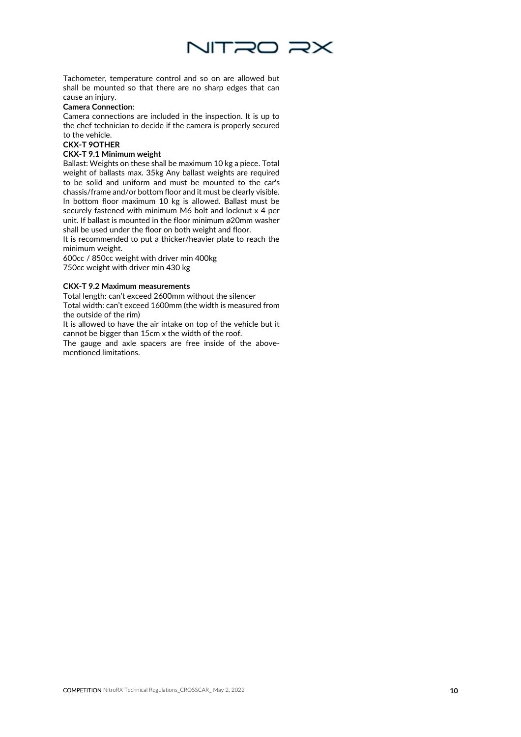Tachometer, temperature control and so on are allowed but shall be mounted so that there are no sharp edges that can cause an injury.

**Camera Connection**:

Camera connections are included in the inspection. It is up to the chef technician to decide if the camera is properly secured to the vehicle.

**CKX-T 9OTHER**

**CKX-T 9.1 Minimum weight**

Ballast: Weights on these shall be maximum 10 kg a piece. Total weight of ballasts max. 35kg Any ballast weights are required to be solid and uniform and must be mounted to the car's chassis/frame and/or bottom floor and it must be clearly visible. In bottom floor maximum 10 kg is allowed. Ballast must be securely fastened with minimum M6 bolt and locknut x 4 per unit. If ballast is mounted in the floor minimum ø20mm washer shall be used under the floor on both weight and floor.

It is recommended to put a thicker/heavier plate to reach the minimum weight.

600cc / 850cc weight with driver min 400kg

750cc weight with driver min 430 kg

**CKX-T 9.2 Maximum measurements**

Total length: can't exceed 2600mm without the silencer

Total width: can't exceed 1600mm (the width is measured from the outside of the rim)

It is allowed to have the air intake on top of the vehicle but it cannot be bigger than 15cm x the width of the roof.

The gauge and axle spacers are free inside of the above-mentioned limitations.